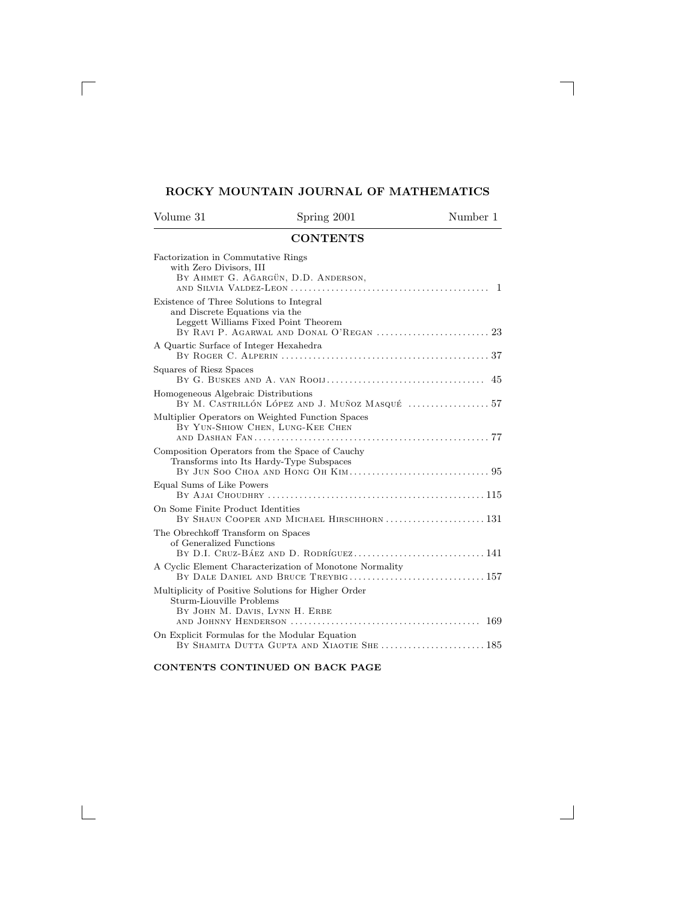# ROCKY MOUNTAIN JOURNAL OF MATHEMATICS

Volume 31 | Spring 2001 | Number 1

## CONTENTS

Factorization in Commutative Rings with Zero Divisors, III
By Ahmet G. Ağargün, D.D. Anderson, and Silvia Valdez-Leon ... 1

Existence of Three Solutions to Integral and Discrete Equations via the Leggett Williams Fixed Point Theorem
By Ravi P. Agarwal and Donal O'Regan ... 23

A Quartic Surface of Integer Hexahedra
By Roger C. Alperin ... 37

Squares of Riesz Spaces
By G. Buskes and A. van Rooij ... 45

Homogeneous Algebraic Distributions
By M. Castrillón López and J. Muñoz Masqué ... 57

Multiplier Operators on Weighted Function Spaces
By Yun-Shiow Chen, Lung-Kee Chen and Dashan Fan ... 77

Composition Operators from the Space of Cauchy Transforms into Its Hardy-Type Subspaces
By Jun Soo Choa and Hong Oh Kim ... 95

Equal Sums of Like Powers
By Ajai Choudhry ... 115

On Some Finite Product Identities
By Shaun Cooper and Michael Hirschhorn ... 131

The Obrechkoff Transform on Spaces of Generalized Functions
By D.I. Cruz-Báez and D. Rodríguez ... 141

A Cyclic Element Characterization of Monotone Normality
By Dale Daniel and Bruce Treybig ... 157

Multiplicity of Positive Solutions for Higher Order Sturm-Liouville Problems
By John M. Davis, Lynn H. Erbe and Johnny Henderson ... 169

On Explicit Formulas for the Modular Equation
By Shamita Dutta Gupta and Xiaotie She ... 185

**CONTENTS CONTINUED ON BACK PAGE**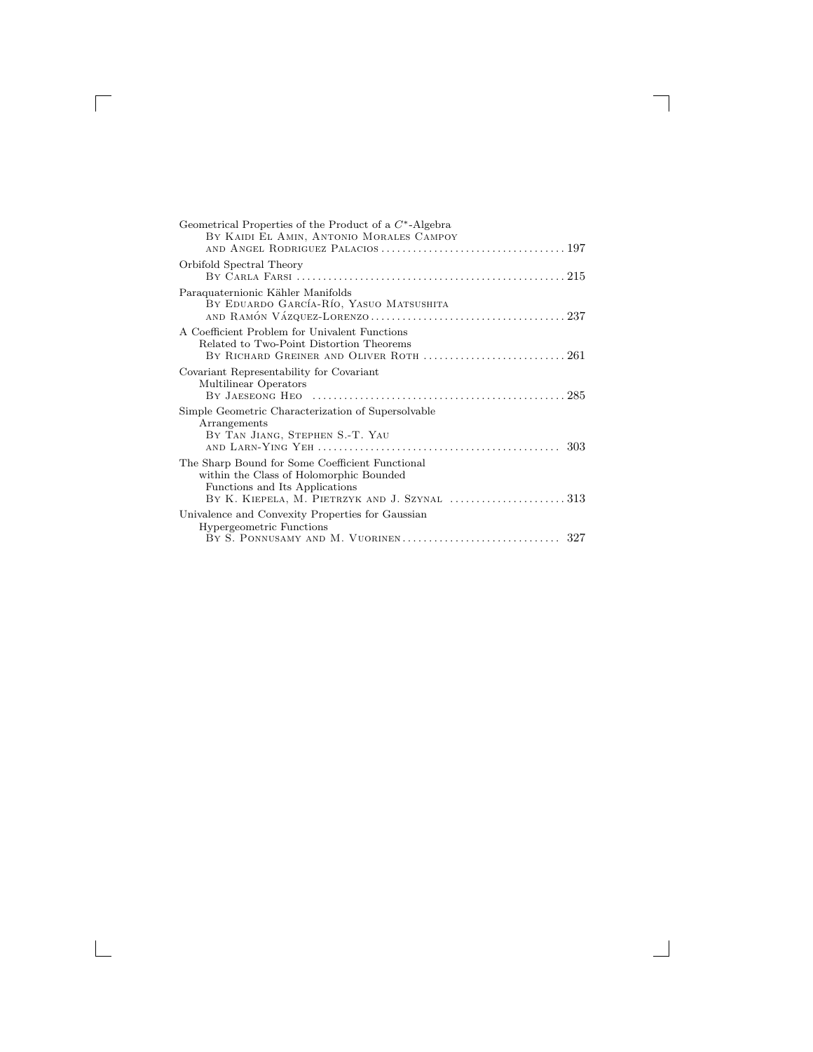Geometrical Properties of the Product of a $C^*$-Algebra
By Kaidi El Amin, Antonio Morales Campoy and Angel Rodriguez Palacios . . . . . 197

Orbifold Spectral Theory
By Carla Farsi . . . . . 215

Paraquaternionic Kähler Manifolds
By Eduardo García-Río, Yasuo Matsushita and Ramón Vázquez-Lorenzo . . . . . 237

A Coefficient Problem for Univalent Functions Related to Two-Point Distortion Theorems
By Richard Greiner and Oliver Roth . . . . . 261

Covariant Representability for Covariant Multilinear Operators
By Jaeseong Heo . . . . . 285

Simple Geometric Characterization of Supersolvable Arrangements
By Tan Jiang, Stephen S.-T. Yau and Larn-Ying Yeh . . . . . 303

The Sharp Bound for Some Coefficient Functional within the Class of Holomorphic Bounded Functions and Its Applications
By K. Kiepela, M. Pietrzyk and J. Szynal . . . . . 313

Univalence and Convexity Properties for Gaussian Hypergeometric Functions
By S. Ponnusamy and M. Vuorinen . . . . . 327